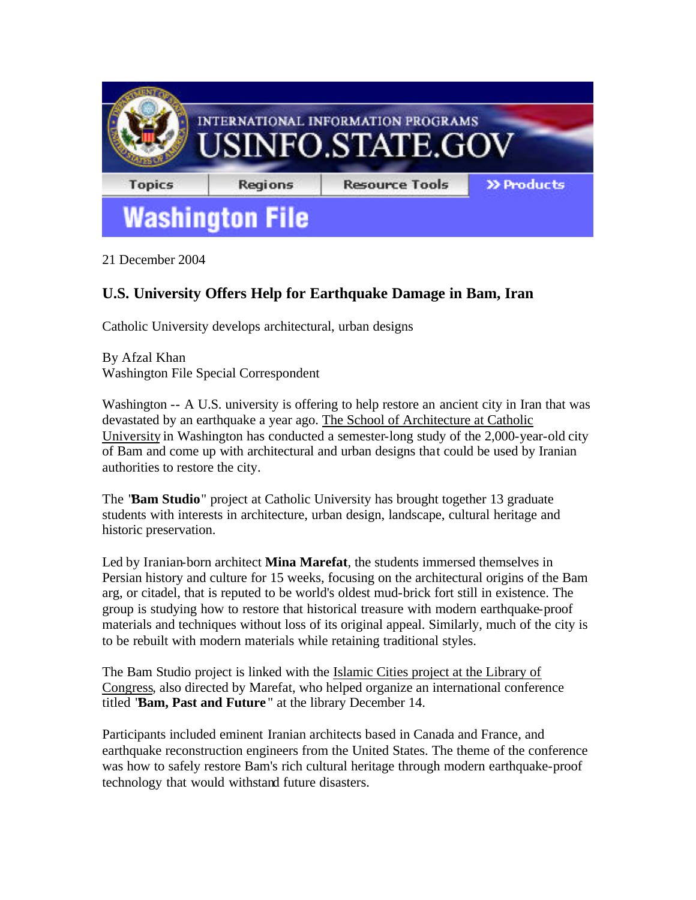INTERNATIONAL INFORMATION PROGRAMS
USINFO.STATE.GOV

Topics | Regions | Resource Tools | >> Products

**Washington File**

21 December 2004

## U.S. University Offers Help for Earthquake Damage in Bam, Iran

Catholic University develops architectural, urban designs

By Afzal Khan
Washington File Special Correspondent

Washington -- A U.S. university is offering to help restore an ancient city in Iran that was devastated by an earthquake a year ago. The School of Architecture at Catholic University in Washington has conducted a semester-long study of the 2,000-year-old city of Bam and come up with architectural and urban designs that could be used by Iranian authorities to restore the city.

The "**Bam Studio**" project at Catholic University has brought together 13 graduate students with interests in architecture, urban design, landscape, cultural heritage and historic preservation.

Led by Iranian-born architect **Mina Marefat**, the students immersed themselves in Persian history and culture for 15 weeks, focusing on the architectural origins of the Bam arg, or citadel, that is reputed to be world's oldest mud-brick fort still in existence. The group is studying how to restore that historical treasure with modern earthquake-proof materials and techniques without loss of its original appeal. Similarly, much of the city is to be rebuilt with modern materials while retaining traditional styles.

The Bam Studio project is linked with the Islamic Cities project at the Library of Congress, also directed by Marefat, who helped organize an international conference titled "**Bam, Past and Future**" at the library December 14.

Participants included eminent Iranian architects based in Canada and France, and earthquake reconstruction engineers from the United States. The theme of the conference was how to safely restore Bam's rich cultural heritage through modern earthquake-proof technology that would withstand future disasters.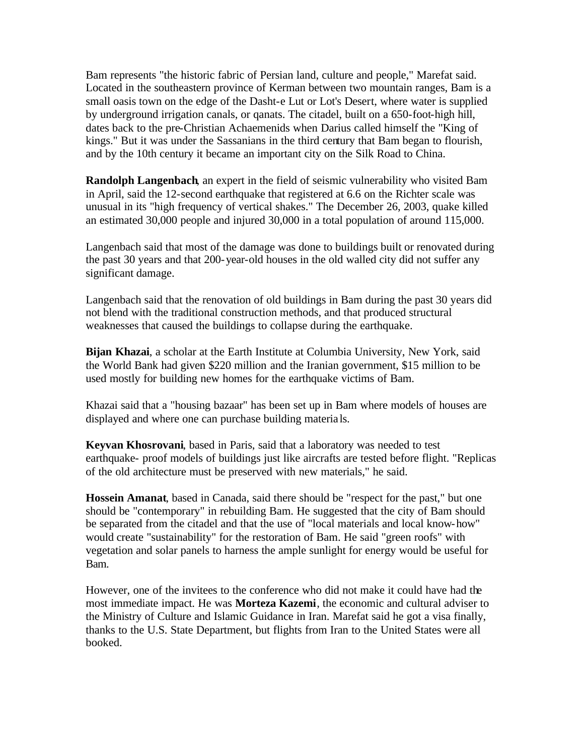Bam represents "the historic fabric of Persian land, culture and people," Marefat said. Located in the southeastern province of Kerman between two mountain ranges, Bam is a small oasis town on the edge of the Dasht-e Lut or Lot's Desert, where water is supplied by underground irrigation canals, or qanats. The citadel, built on a 650-foot-high hill, dates back to the pre-Christian Achaemenids when Darius called himself the "King of kings." But it was under the Sassanians in the third century that Bam began to flourish, and by the 10th century it became an important city on the Silk Road to China.

**Randolph Langenbach**, an expert in the field of seismic vulnerability who visited Bam in April, said the 12-second earthquake that registered at 6.6 on the Richter scale was unusual in its "high frequency of vertical shakes." The December 26, 2003, quake killed an estimated 30,000 people and injured 30,000 in a total population of around 115,000.

Langenbach said that most of the damage was done to buildings built or renovated during the past 30 years and that 200-year-old houses in the old walled city did not suffer any significant damage.

Langenbach said that the renovation of old buildings in Bam during the past 30 years did not blend with the traditional construction methods, and that produced structural weaknesses that caused the buildings to collapse during the earthquake.

**Bijan Khazai**, a scholar at the Earth Institute at Columbia University, New York, said the World Bank had given $220 million and the Iranian government, $15 million to be used mostly for building new homes for the earthquake victims of Bam.

Khazai said that a "housing bazaar" has been set up in Bam where models of houses are displayed and where one can purchase building materials.

**Keyvan Khosrovani**, based in Paris, said that a laboratory was needed to test earthquake- proof models of buildings just like aircrafts are tested before flight. "Replicas of the old architecture must be preserved with new materials," he said.

**Hossein Amanat**, based in Canada, said there should be "respect for the past," but one should be "contemporary" in rebuilding Bam. He suggested that the city of Bam should be separated from the citadel and that the use of "local materials and local know-how" would create "sustainability" for the restoration of Bam. He said "green roofs" with vegetation and solar panels to harness the ample sunlight for energy would be useful for Bam.

However, one of the invitees to the conference who did not make it could have had the most immediate impact. He was **Morteza Kazemi**, the economic and cultural adviser to the Ministry of Culture and Islamic Guidance in Iran. Marefat said he got a visa finally, thanks to the U.S. State Department, but flights from Iran to the United States were all booked.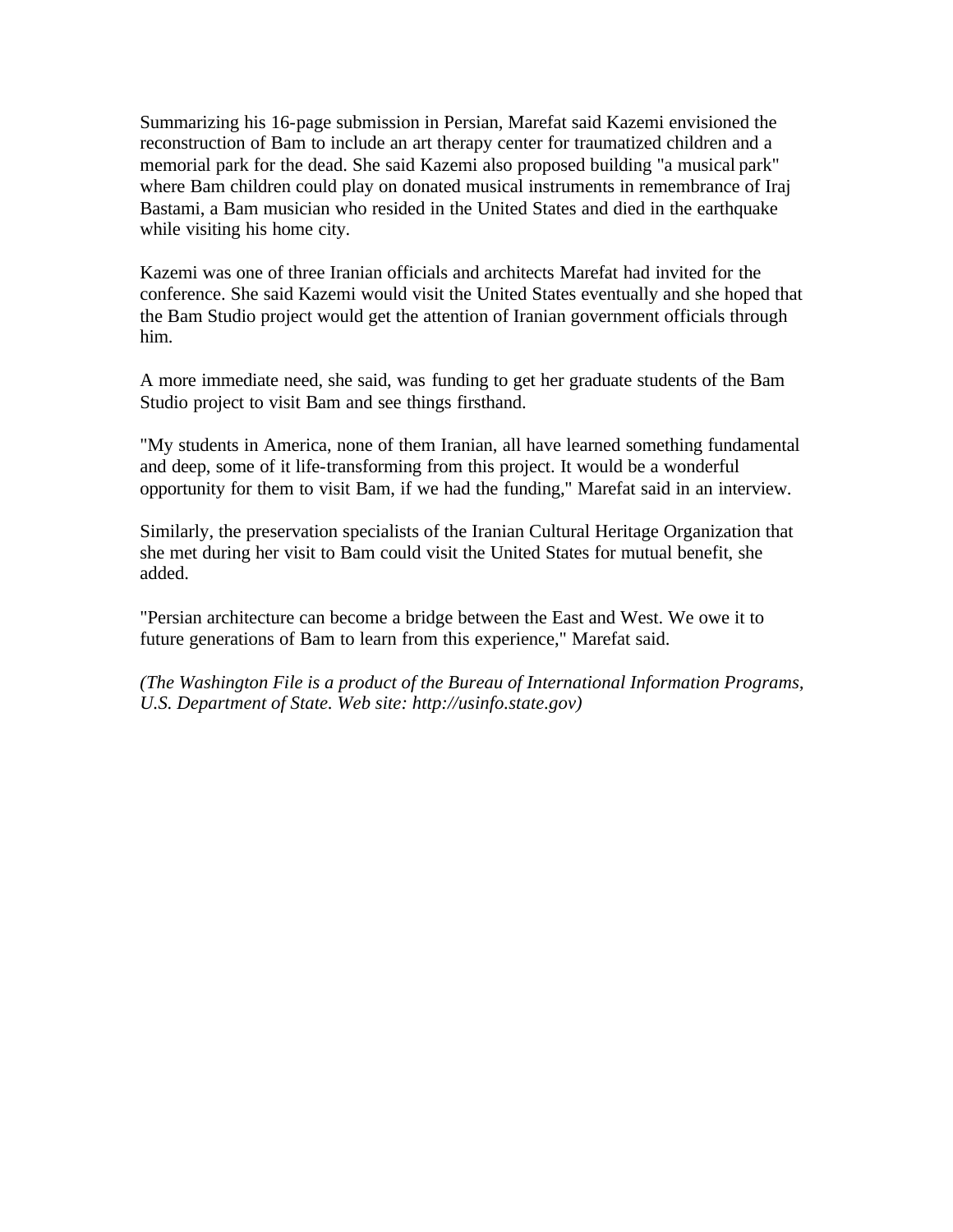Summarizing his 16-page submission in Persian, Marefat said Kazemi envisioned the reconstruction of Bam to include an art therapy center for traumatized children and a memorial park for the dead. She said Kazemi also proposed building "a musical park" where Bam children could play on donated musical instruments in remembrance of Iraj Bastami, a Bam musician who resided in the United States and died in the earthquake while visiting his home city.

Kazemi was one of three Iranian officials and architects Marefat had invited for the conference. She said Kazemi would visit the United States eventually and she hoped that the Bam Studio project would get the attention of Iranian government officials through him.

A more immediate need, she said, was funding to get her graduate students of the Bam Studio project to visit Bam and see things firsthand.

"My students in America, none of them Iranian, all have learned something fundamental and deep, some of it life-transforming from this project. It would be a wonderful opportunity for them to visit Bam, if we had the funding," Marefat said in an interview.

Similarly, the preservation specialists of the Iranian Cultural Heritage Organization that she met during her visit to Bam could visit the United States for mutual benefit, she added.

"Persian architecture can become a bridge between the East and West. We owe it to future generations of Bam to learn from this experience," Marefat said.

*(The Washington File is a product of the Bureau of International Information Programs, U.S. Department of State. Web site: http://usinfo.state.gov)*